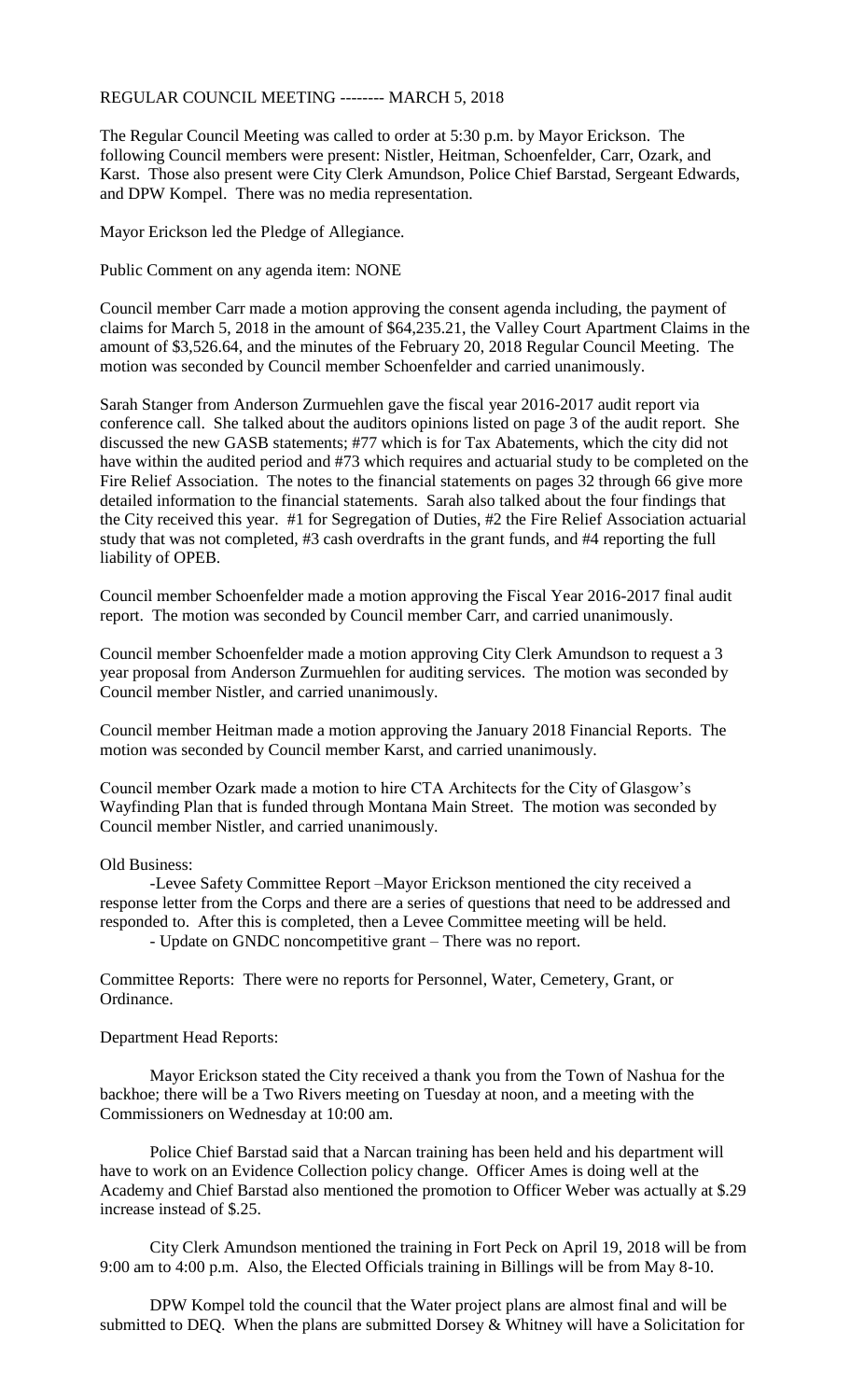REGULAR COUNCIL MEETING -------- MARCH 5, 2018

The Regular Council Meeting was called to order at 5:30 p.m. by Mayor Erickson. The following Council members were present: Nistler, Heitman, Schoenfelder, Carr, Ozark, and Karst. Those also present were City Clerk Amundson, Police Chief Barstad, Sergeant Edwards, and DPW Kompel. There was no media representation.

Mayor Erickson led the Pledge of Allegiance.

Public Comment on any agenda item: NONE

Council member Carr made a motion approving the consent agenda including, the payment of claims for March 5, 2018 in the amount of $64,235.21, the Valley Court Apartment Claims in the amount of $3,526.64, and the minutes of the February 20, 2018 Regular Council Meeting. The motion was seconded by Council member Schoenfelder and carried unanimously.

Sarah Stanger from Anderson Zurmuehlen gave the fiscal year 2016-2017 audit report via conference call. She talked about the auditors opinions listed on page 3 of the audit report. She discussed the new GASB statements; #77 which is for Tax Abatements, which the city did not have within the audited period and #73 which requires and actuarial study to be completed on the Fire Relief Association. The notes to the financial statements on pages 32 through 66 give more detailed information to the financial statements. Sarah also talked about the four findings that the City received this year. #1 for Segregation of Duties, #2 the Fire Relief Association actuarial study that was not completed, #3 cash overdrafts in the grant funds, and #4 reporting the full liability of OPEB.

Council member Schoenfelder made a motion approving the Fiscal Year 2016-2017 final audit report. The motion was seconded by Council member Carr, and carried unanimously.

Council member Schoenfelder made a motion approving City Clerk Amundson to request a 3 year proposal from Anderson Zurmuehlen for auditing services. The motion was seconded by Council member Nistler, and carried unanimously.

Council member Heitman made a motion approving the January 2018 Financial Reports. The motion was seconded by Council member Karst, and carried unanimously.

Council member Ozark made a motion to hire CTA Architects for the City of Glasgow's Wayfinding Plan that is funded through Montana Main Street. The motion was seconded by Council member Nistler, and carried unanimously.

Old Business:

-Levee Safety Committee Report –Mayor Erickson mentioned the city received a response letter from the Corps and there are a series of questions that need to be addressed and responded to. After this is completed, then a Levee Committee meeting will be held.

- Update on GNDC noncompetitive grant – There was no report.

Committee Reports: There were no reports for Personnel, Water, Cemetery, Grant, or Ordinance.

Department Head Reports:

Mayor Erickson stated the City received a thank you from the Town of Nashua for the backhoe; there will be a Two Rivers meeting on Tuesday at noon, and a meeting with the Commissioners on Wednesday at 10:00 am.

Police Chief Barstad said that a Narcan training has been held and his department will have to work on an Evidence Collection policy change. Officer Ames is doing well at the Academy and Chief Barstad also mentioned the promotion to Officer Weber was actually at $.29 increase instead of $.25.

City Clerk Amundson mentioned the training in Fort Peck on April 19, 2018 will be from 9:00 am to 4:00 p.m. Also, the Elected Officials training in Billings will be from May 8-10.

DPW Kompel told the council that the Water project plans are almost final and will be submitted to DEQ. When the plans are submitted Dorsey & Whitney will have a Solicitation for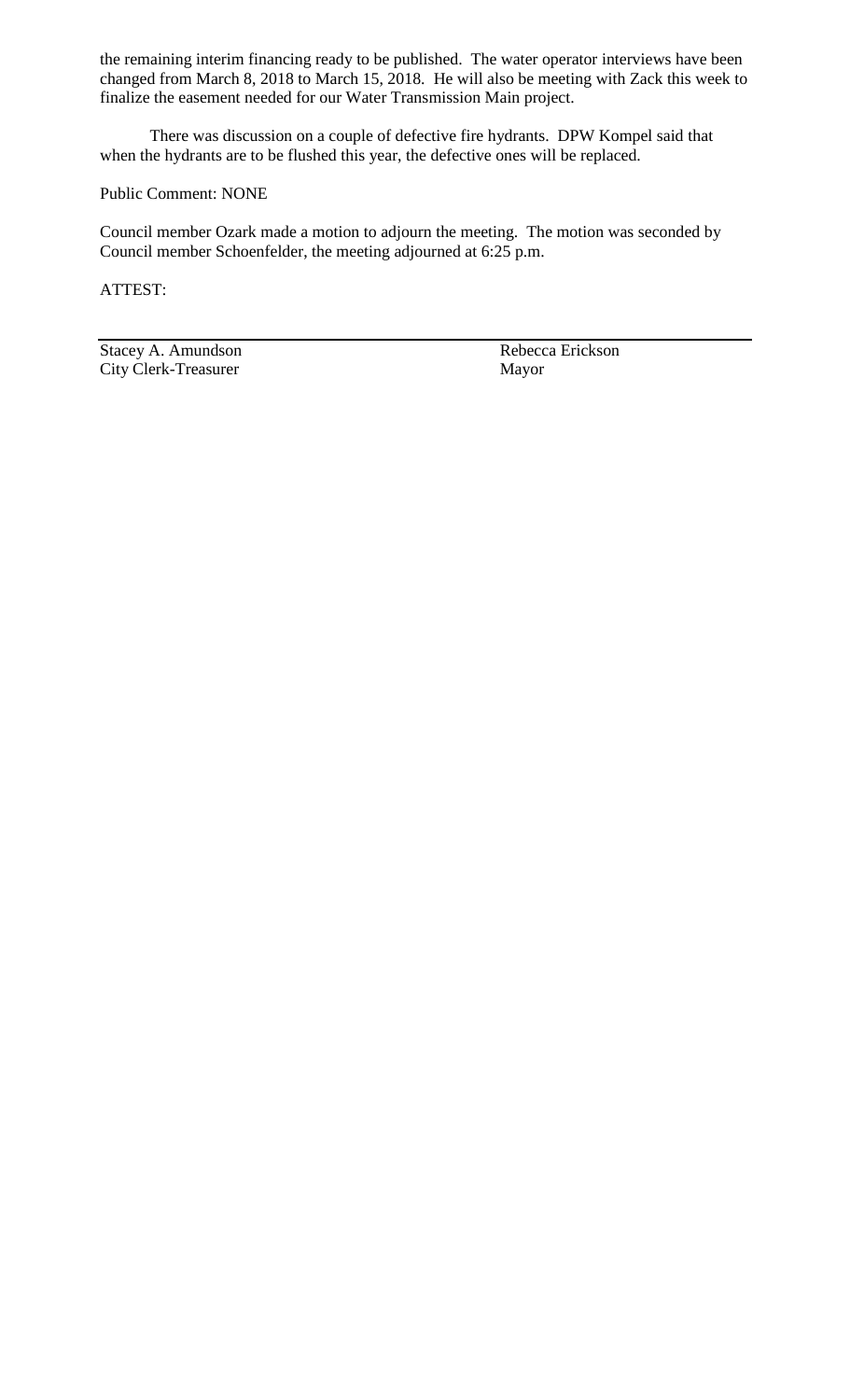the remaining interim financing ready to be published. The water operator interviews have been changed from March 8, 2018 to March 15, 2018. He will also be meeting with Zack this week to finalize the easement needed for our Water Transmission Main project.

There was discussion on a couple of defective fire hydrants. DPW Kompel said that when the hydrants are to be flushed this year, the defective ones will be replaced.

Public Comment: NONE

Council member Ozark made a motion to adjourn the meeting. The motion was seconded by Council member Schoenfelder, the meeting adjourned at 6:25 p.m.

ATTEST:

Stacey A. Amundson
City Clerk-Treasurer

Rebecca Erickson
Mayor